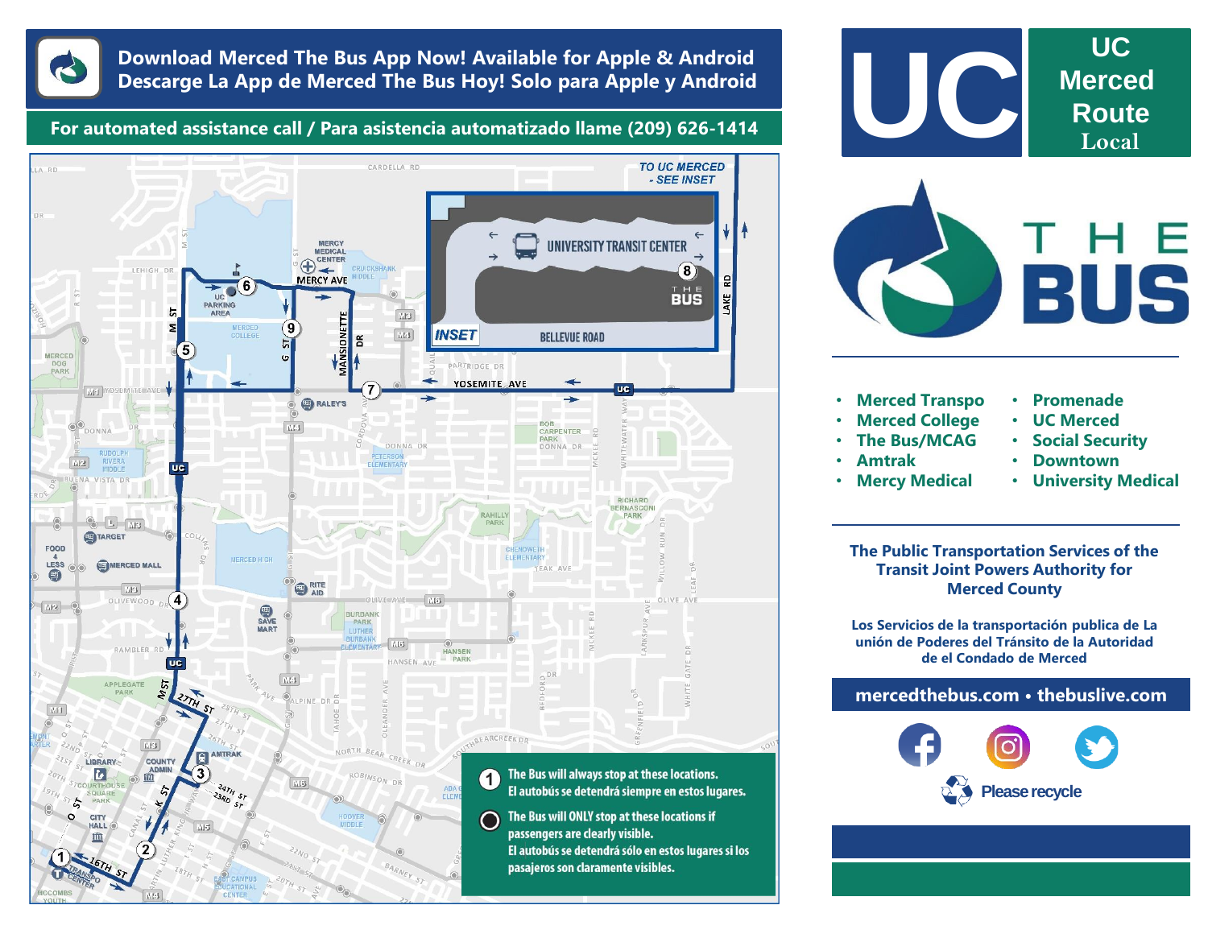**Download Merced The Bus App Now! Available for Apple & Android**
**Descarge La App de Merced The Bus Hoy! Solo para Apple y Android**

**For automated assistance call / Para asistencia automatizado llame (209) 626-1414**

TO UC MERCED - SEE INSET

UNIVERSITY TRANSIT CENTER

INSET

BELLEVUE ROAD

1. The Bus will always stop at these locations.
   El autobús se detendrá siempre en estos lugares.

● The Bus will ONLY stop at these locations if passengers are clearly visible.
  El autobús se detendrá sólo en estos lugares si los pasajeros son claramente visibles.

# UC Merced Route Local

# THE BUS

- Merced Transpo
- Merced College
- The Bus/MCAG
- Amtrak
- Mercy Medical
- Promenade
- UC Merced
- Social Security
- Downtown
- University Medical

**The Public Transportation Services of the Transit Joint Powers Authority for Merced County**

**Los Servicios de la transportación publica de La unión de Poderes del Tránsito de la Autoridad de el Condado de Merced**

**mercedthebus.com • thebuslive.com**

Please recycle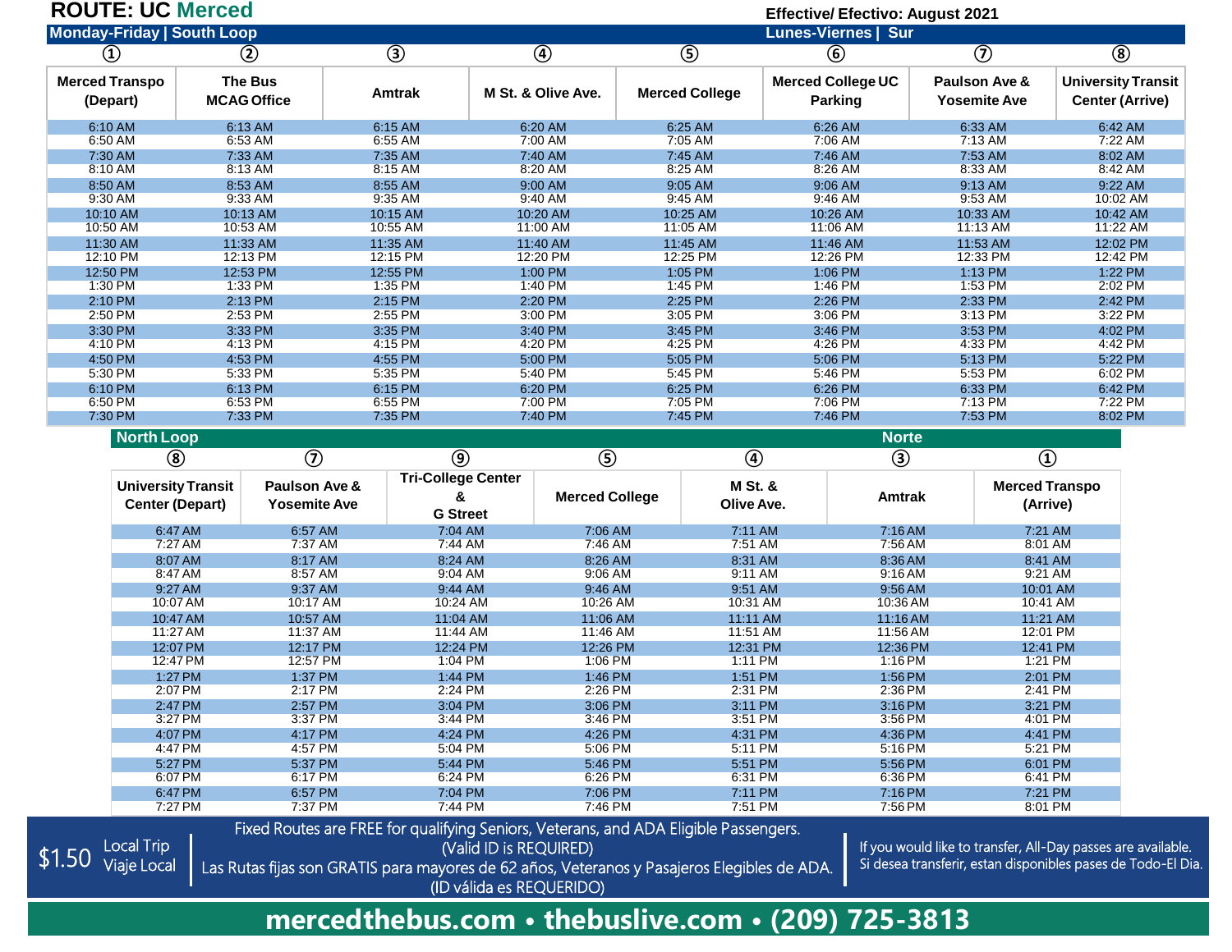# ROUTE: UC Merced

**Effective/ Efectivo: August 2021**

## Monday-Friday | South Loop — Lunes-Viernes | Sur

| ① Merced Transpo (Depart) | ② The Bus MCAG Office | ③ Amtrak | ④ M St. & Olive Ave. | ⑤ Merced College | ⑥ Merced College UC Parking | ⑦ Paulson Ave & Yosemite Ave | ⑧ University Transit Center (Arrive) |
|---|---|---|---|---|---|---|---|
| 6:10 AM | 6:13 AM | 6:15 AM | 6:20 AM | 6:25 AM | 6:26 AM | 6:33 AM | 6:42 AM |
| 6:50 AM | 6:53 AM | 6:55 AM | 7:00 AM | 7:05 AM | 7:06 AM | 7:13 AM | 7:22 AM |
| 7:30 AM | 7:33 AM | 7:35 AM | 7:40 AM | 7:45 AM | 7:46 AM | 7:53 AM | 8:02 AM |
| 8:10 AM | 8:13 AM | 8:15 AM | 8:20 AM | 8:25 AM | 8:26 AM | 8:33 AM | 8:42 AM |
| 8:50 AM | 8:53 AM | 8:55 AM | 9:00 AM | 9:05 AM | 9:06 AM | 9:13 AM | 9:22 AM |
| 9:30 AM | 9:33 AM | 9:35 AM | 9:40 AM | 9:45 AM | 9:46 AM | 9:53 AM | 10:02 AM |
| 10:10 AM | 10:13 AM | 10:15 AM | 10:20 AM | 10:25 AM | 10:26 AM | 10:33 AM | 10:42 AM |
| 10:50 AM | 10:53 AM | 10:55 AM | 11:00 AM | 11:05 AM | 11:06 AM | 11:13 AM | 11:22 AM |
| 11:30 AM | 11:33 AM | 11:35 AM | 11:40 AM | 11:45 AM | 11:46 AM | 11:53 AM | 12:02 PM |
| 12:10 PM | 12:13 PM | 12:15 PM | 12:20 PM | 12:25 PM | 12:26 PM | 12:33 PM | 12:42 PM |
| 12:50 PM | 12:53 PM | 12:55 PM | 1:00 PM | 1:05 PM | 1:06 PM | 1:13 PM | 1:22 PM |
| 1:30 PM | 1:33 PM | 1:35 PM | 1:40 PM | 1:45 PM | 1:46 PM | 1:53 PM | 2:02 PM |
| 2:10 PM | 2:13 PM | 2:15 PM | 2:20 PM | 2:25 PM | 2:26 PM | 2:33 PM | 2:42 PM |
| 2:50 PM | 2:53 PM | 2:55 PM | 3:00 PM | 3:05 PM | 3:06 PM | 3:13 PM | 3:22 PM |
| 3:30 PM | 3:33 PM | 3:35 PM | 3:40 PM | 3:45 PM | 3:46 PM | 3:53 PM | 4:02 PM |
| 4:10 PM | 4:13 PM | 4:15 PM | 4:20 PM | 4:25 PM | 4:26 PM | 4:33 PM | 4:42 PM |
| 4:50 PM | 4:53 PM | 4:55 PM | 5:00 PM | 5:05 PM | 5:06 PM | 5:13 PM | 5:22 PM |
| 5:30 PM | 5:33 PM | 5:35 PM | 5:40 PM | 5:45 PM | 5:46 PM | 5:53 PM | 6:02 PM |
| 6:10 PM | 6:13 PM | 6:15 PM | 6:20 PM | 6:25 PM | 6:26 PM | 6:33 PM | 6:42 PM |
| 6:50 PM | 6:53 PM | 6:55 PM | 7:00 PM | 7:05 PM | 7:06 PM | 7:13 PM | 7:22 PM |
| 7:30 PM | 7:33 PM | 7:35 PM | 7:40 PM | 7:45 PM | 7:46 PM | 7:53 PM | 8:02 PM |

## North Loop — Norte

| ⑧ University Transit Center (Depart) | ⑦ Paulson Ave & Yosemite Ave | ⑨ Tri-College Center & G Street | ⑤ Merced College | ④ M St. & Olive Ave. | ③ Amtrak | ① Merced Transpo (Arrive) |
|---|---|---|---|---|---|---|
| 6:47 AM | 6:57 AM | 7:04 AM | 7:06 AM | 7:11 AM | 7:16 AM | 7:21 AM |
| 7:27 AM | 7:37 AM | 7:44 AM | 7:46 AM | 7:51 AM | 7:56 AM | 8:01 AM |
| 8:07 AM | 8:17 AM | 8:24 AM | 8:26 AM | 8:31 AM | 8:36 AM | 8:41 AM |
| 8:47 AM | 8:57 AM | 9:04 AM | 9:06 AM | 9:11 AM | 9:16 AM | 9:21 AM |
| 9:27 AM | 9:37 AM | 9:44 AM | 9:46 AM | 9:51 AM | 9:56 AM | 10:01 AM |
| 10:07 AM | 10:17 AM | 10:24 AM | 10:26 AM | 10:31 AM | 10:36 AM | 10:41 AM |
| 10:47 AM | 10:57 AM | 11:04 AM | 11:06 AM | 11:11 AM | 11:16 AM | 11:21 AM |
| 11:27 AM | 11:37 AM | 11:44 AM | 11:46 AM | 11:51 AM | 11:56 AM | 12:01 PM |
| 12:07 PM | 12:17 PM | 12:24 PM | 12:26 PM | 12:31 PM | 12:36 PM | 12:41 PM |
| 12:47 PM | 12:57 PM | 1:04 PM | 1:06 PM | 1:11 PM | 1:16 PM | 1:21 PM |
| 1:27 PM | 1:37 PM | 1:44 PM | 1:46 PM | 1:51 PM | 1:56 PM | 2:01 PM |
| 2:07 PM | 2:17 PM | 2:24 PM | 2:26 PM | 2:31 PM | 2:36 PM | 2:41 PM |
| 2:47 PM | 2:57 PM | 3:04 PM | 3:06 PM | 3:11 PM | 3:16 PM | 3:21 PM |
| 3:27 PM | 3:37 PM | 3:44 PM | 3:46 PM | 3:51 PM | 3:56 PM | 4:01 PM |
| 4:07 PM | 4:17 PM | 4:24 PM | 4:26 PM | 4:31 PM | 4:36 PM | 4:41 PM |
| 4:47 PM | 4:57 PM | 5:04 PM | 5:06 PM | 5:11 PM | 5:16 PM | 5:21 PM |
| 5:27 PM | 5:37 PM | 5:44 PM | 5:46 PM | 5:51 PM | 5:56 PM | 6:01 PM |
| 6:07 PM | 6:17 PM | 6:24 PM | 6:26 PM | 6:31 PM | 6:36 PM | 6:41 PM |
| 6:47 PM | 6:57 PM | 7:04 PM | 7:06 PM | 7:11 PM | 7:16 PM | 7:21 PM |
| 7:27 PM | 7:37 PM | 7:44 PM | 7:46 PM | 7:51 PM | 7:56 PM | 8:01 PM |

$1.50 Local Trip / Viaje Local

Fixed Routes are FREE for qualifying Seniors, Veterans, and ADA Eligible Passengers. (Valid ID is REQUIRED)
Las Rutas fijas son GRATIS para mayores de 62 años, Veteranos y Pasajeros Elegibles de ADA. (ID válida es REQUERIDO)

If you would like to transfer, All-Day passes are available.
Si desea transferir, estan disponibles pases de Todo-El Dia.

**mercedthebus.com • thebuslive.com • (209) 725-3813**